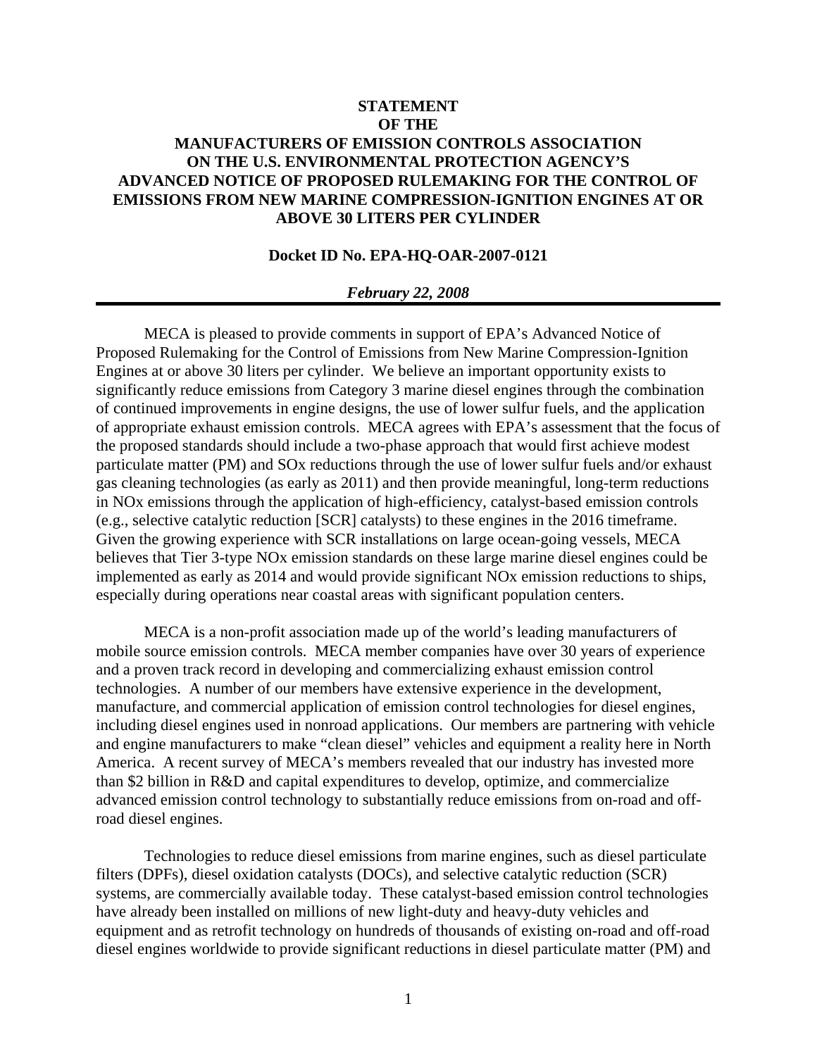**STATEMENT**
**OF THE**
**MANUFACTURERS OF EMISSION CONTROLS ASSOCIATION**
**ON THE U.S. ENVIRONMENTAL PROTECTION AGENCY'S**
**ADVANCED NOTICE OF PROPOSED RULEMAKING FOR THE CONTROL OF EMISSIONS FROM NEW MARINE COMPRESSION-IGNITION ENGINES AT OR ABOVE 30 LITERS PER CYLINDER**

**Docket ID No. EPA-HQ-OAR-2007-0121**

***February 22, 2008***

---

MECA is pleased to provide comments in support of EPA's Advanced Notice of Proposed Rulemaking for the Control of Emissions from New Marine Compression-Ignition Engines at or above 30 liters per cylinder. We believe an important opportunity exists to significantly reduce emissions from Category 3 marine diesel engines through the combination of continued improvements in engine designs, the use of lower sulfur fuels, and the application of appropriate exhaust emission controls. MECA agrees with EPA's assessment that the focus of the proposed standards should include a two-phase approach that would first achieve modest particulate matter (PM) and SOx reductions through the use of lower sulfur fuels and/or exhaust gas cleaning technologies (as early as 2011) and then provide meaningful, long-term reductions in NOx emissions through the application of high-efficiency, catalyst-based emission controls (e.g., selective catalytic reduction [SCR] catalysts) to these engines in the 2016 timeframe. Given the growing experience with SCR installations on large ocean-going vessels, MECA believes that Tier 3-type NOx emission standards on these large marine diesel engines could be implemented as early as 2014 and would provide significant NOx emission reductions to ships, especially during operations near coastal areas with significant population centers.

MECA is a non-profit association made up of the world's leading manufacturers of mobile source emission controls. MECA member companies have over 30 years of experience and a proven track record in developing and commercializing exhaust emission control technologies. A number of our members have extensive experience in the development, manufacture, and commercial application of emission control technologies for diesel engines, including diesel engines used in nonroad applications. Our members are partnering with vehicle and engine manufacturers to make "clean diesel" vehicles and equipment a reality here in North America. A recent survey of MECA's members revealed that our industry has invested more than $2 billion in R&D and capital expenditures to develop, optimize, and commercialize advanced emission control technology to substantially reduce emissions from on-road and off-road diesel engines.

Technologies to reduce diesel emissions from marine engines, such as diesel particulate filters (DPFs), diesel oxidation catalysts (DOCs), and selective catalytic reduction (SCR) systems, are commercially available today. These catalyst-based emission control technologies have already been installed on millions of new light-duty and heavy-duty vehicles and equipment and as retrofit technology on hundreds of thousands of existing on-road and off-road diesel engines worldwide to provide significant reductions in diesel particulate matter (PM) and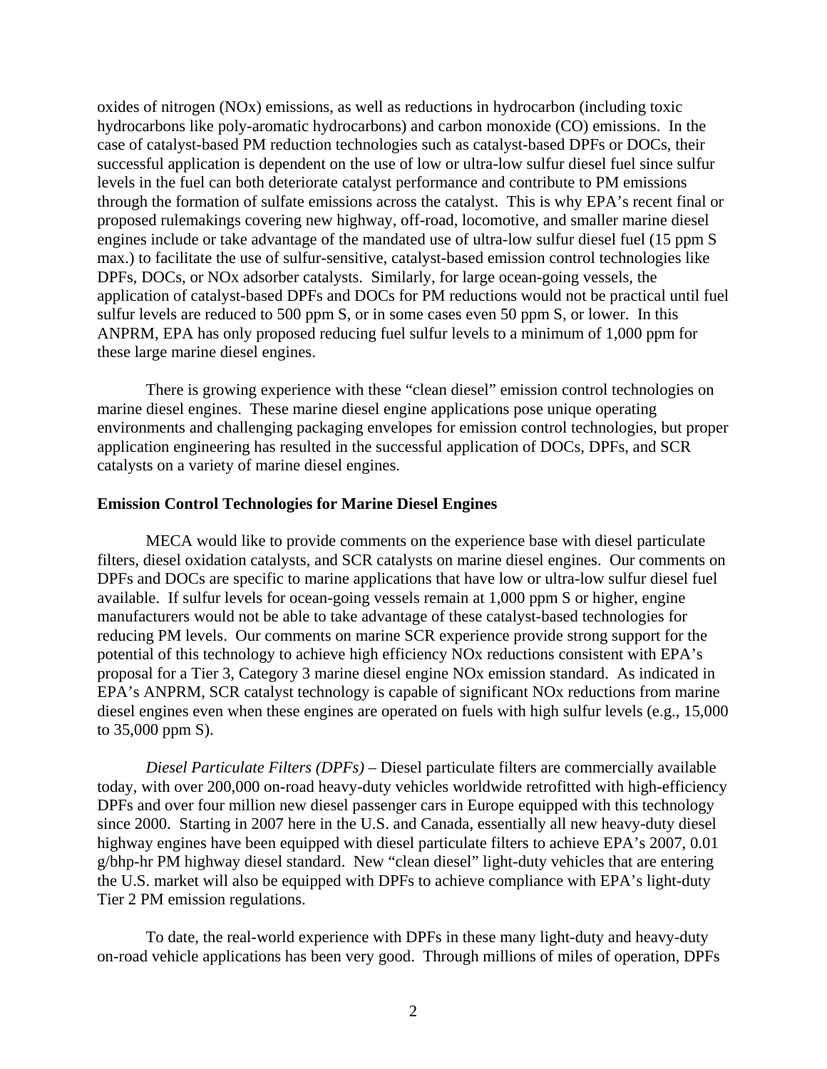oxides of nitrogen (NOx) emissions, as well as reductions in hydrocarbon (including toxic hydrocarbons like poly-aromatic hydrocarbons) and carbon monoxide (CO) emissions. In the case of catalyst-based PM reduction technologies such as catalyst-based DPFs or DOCs, their successful application is dependent on the use of low or ultra-low sulfur diesel fuel since sulfur levels in the fuel can both deteriorate catalyst performance and contribute to PM emissions through the formation of sulfate emissions across the catalyst. This is why EPA's recent final or proposed rulemakings covering new highway, off-road, locomotive, and smaller marine diesel engines include or take advantage of the mandated use of ultra-low sulfur diesel fuel (15 ppm S max.) to facilitate the use of sulfur-sensitive, catalyst-based emission control technologies like DPFs, DOCs, or NOx adsorber catalysts. Similarly, for large ocean-going vessels, the application of catalyst-based DPFs and DOCs for PM reductions would not be practical until fuel sulfur levels are reduced to 500 ppm S, or in some cases even 50 ppm S, or lower. In this ANPRM, EPA has only proposed reducing fuel sulfur levels to a minimum of 1,000 ppm for these large marine diesel engines.

There is growing experience with these "clean diesel" emission control technologies on marine diesel engines. These marine diesel engine applications pose unique operating environments and challenging packaging envelopes for emission control technologies, but proper application engineering has resulted in the successful application of DOCs, DPFs, and SCR catalysts on a variety of marine diesel engines.

**Emission Control Technologies for Marine Diesel Engines**

MECA would like to provide comments on the experience base with diesel particulate filters, diesel oxidation catalysts, and SCR catalysts on marine diesel engines. Our comments on DPFs and DOCs are specific to marine applications that have low or ultra-low sulfur diesel fuel available. If sulfur levels for ocean-going vessels remain at 1,000 ppm S or higher, engine manufacturers would not be able to take advantage of these catalyst-based technologies for reducing PM levels. Our comments on marine SCR experience provide strong support for the potential of this technology to achieve high efficiency NOx reductions consistent with EPA's proposal for a Tier 3, Category 3 marine diesel engine NOx emission standard. As indicated in EPA's ANPRM, SCR catalyst technology is capable of significant NOx reductions from marine diesel engines even when these engines are operated on fuels with high sulfur levels (e.g., 15,000 to 35,000 ppm S).

*Diesel Particulate Filters (DPFs)* – Diesel particulate filters are commercially available today, with over 200,000 on-road heavy-duty vehicles worldwide retrofitted with high-efficiency DPFs and over four million new diesel passenger cars in Europe equipped with this technology since 2000. Starting in 2007 here in the U.S. and Canada, essentially all new heavy-duty diesel highway engines have been equipped with diesel particulate filters to achieve EPA's 2007, 0.01 g/bhp-hr PM highway diesel standard. New "clean diesel" light-duty vehicles that are entering the U.S. market will also be equipped with DPFs to achieve compliance with EPA's light-duty Tier 2 PM emission regulations.

To date, the real-world experience with DPFs in these many light-duty and heavy-duty on-road vehicle applications has been very good. Through millions of miles of operation, DPFs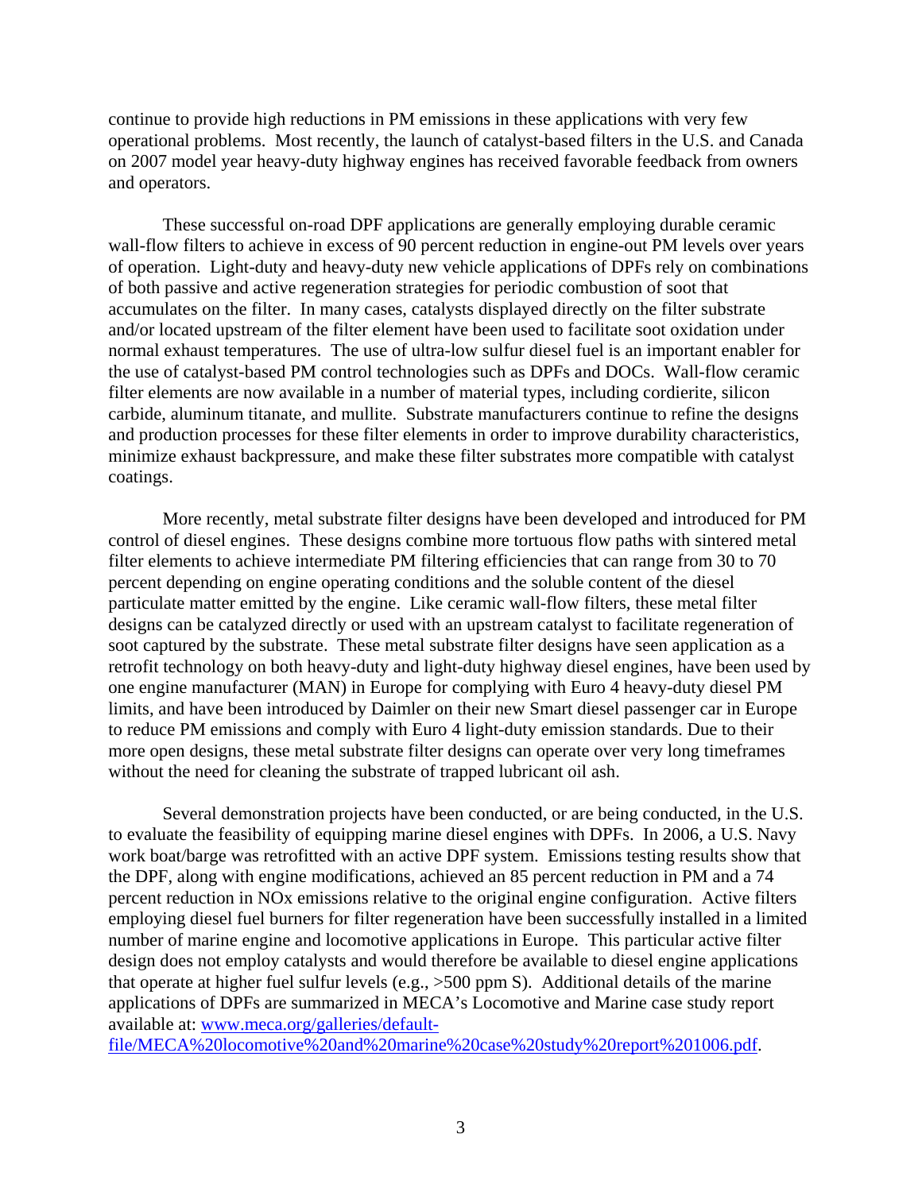continue to provide high reductions in PM emissions in these applications with very few operational problems. Most recently, the launch of catalyst-based filters in the U.S. and Canada on 2007 model year heavy-duty highway engines has received favorable feedback from owners and operators.

These successful on-road DPF applications are generally employing durable ceramic wall-flow filters to achieve in excess of 90 percent reduction in engine-out PM levels over years of operation. Light-duty and heavy-duty new vehicle applications of DPFs rely on combinations of both passive and active regeneration strategies for periodic combustion of soot that accumulates on the filter. In many cases, catalysts displayed directly on the filter substrate and/or located upstream of the filter element have been used to facilitate soot oxidation under normal exhaust temperatures. The use of ultra-low sulfur diesel fuel is an important enabler for the use of catalyst-based PM control technologies such as DPFs and DOCs. Wall-flow ceramic filter elements are now available in a number of material types, including cordierite, silicon carbide, aluminum titanate, and mullite. Substrate manufacturers continue to refine the designs and production processes for these filter elements in order to improve durability characteristics, minimize exhaust backpressure, and make these filter substrates more compatible with catalyst coatings.

More recently, metal substrate filter designs have been developed and introduced for PM control of diesel engines. These designs combine more tortuous flow paths with sintered metal filter elements to achieve intermediate PM filtering efficiencies that can range from 30 to 70 percent depending on engine operating conditions and the soluble content of the diesel particulate matter emitted by the engine. Like ceramic wall-flow filters, these metal filter designs can be catalyzed directly or used with an upstream catalyst to facilitate regeneration of soot captured by the substrate. These metal substrate filter designs have seen application as a retrofit technology on both heavy-duty and light-duty highway diesel engines, have been used by one engine manufacturer (MAN) in Europe for complying with Euro 4 heavy-duty diesel PM limits, and have been introduced by Daimler on their new Smart diesel passenger car in Europe to reduce PM emissions and comply with Euro 4 light-duty emission standards. Due to their more open designs, these metal substrate filter designs can operate over very long timeframes without the need for cleaning the substrate of trapped lubricant oil ash.

Several demonstration projects have been conducted, or are being conducted, in the U.S. to evaluate the feasibility of equipping marine diesel engines with DPFs. In 2006, a U.S. Navy work boat/barge was retrofitted with an active DPF system. Emissions testing results show that the DPF, along with engine modifications, achieved an 85 percent reduction in PM and a 74 percent reduction in NOx emissions relative to the original engine configuration. Active filters employing diesel fuel burners for filter regeneration have been successfully installed in a limited number of marine engine and locomotive applications in Europe. This particular active filter design does not employ catalysts and would therefore be available to diesel engine applications that operate at higher fuel sulfur levels (e.g., >500 ppm S). Additional details of the marine applications of DPFs are summarized in MECA's Locomotive and Marine case study report available at: [www.meca.org/galleries/default-file/MECA%20locomotive%20and%20marine%20case%20study%20report%201006.pdf](www.meca.org/galleries/default-file/MECA%20locomotive%20and%20marine%20case%20study%20report%201006.pdf).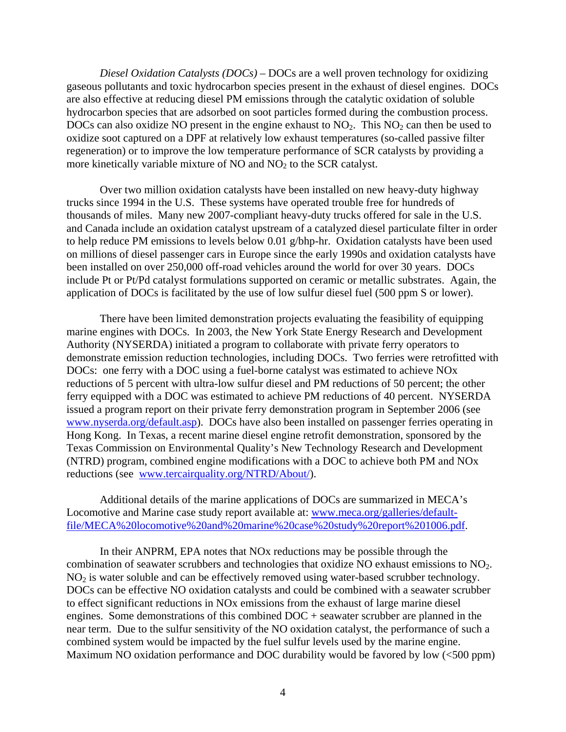*Diesel Oxidation Catalysts (DOCs)* – DOCs are a well proven technology for oxidizing gaseous pollutants and toxic hydrocarbon species present in the exhaust of diesel engines. DOCs are also effective at reducing diesel PM emissions through the catalytic oxidation of soluble hydrocarbon species that are adsorbed on soot particles formed during the combustion process. DOCs can also oxidize NO present in the engine exhaust to $NO_2$. This $NO_2$ can then be used to oxidize soot captured on a DPF at relatively low exhaust temperatures (so-called passive filter regeneration) or to improve the low temperature performance of SCR catalysts by providing a more kinetically variable mixture of NO and $NO_2$ to the SCR catalyst.

Over two million oxidation catalysts have been installed on new heavy-duty highway trucks since 1994 in the U.S. These systems have operated trouble free for hundreds of thousands of miles. Many new 2007-compliant heavy-duty trucks offered for sale in the U.S. and Canada include an oxidation catalyst upstream of a catalyzed diesel particulate filter in order to help reduce PM emissions to levels below 0.01 g/bhp-hr. Oxidation catalysts have been used on millions of diesel passenger cars in Europe since the early 1990s and oxidation catalysts have been installed on over 250,000 off-road vehicles around the world for over 30 years. DOCs include Pt or Pt/Pd catalyst formulations supported on ceramic or metallic substrates. Again, the application of DOCs is facilitated by the use of low sulfur diesel fuel (500 ppm S or lower).

There have been limited demonstration projects evaluating the feasibility of equipping marine engines with DOCs. In 2003, the New York State Energy Research and Development Authority (NYSERDA) initiated a program to collaborate with private ferry operators to demonstrate emission reduction technologies, including DOCs. Two ferries were retrofitted with DOCs: one ferry with a DOC using a fuel-borne catalyst was estimated to achieve NOx reductions of 5 percent with ultra-low sulfur diesel and PM reductions of 50 percent; the other ferry equipped with a DOC was estimated to achieve PM reductions of 40 percent. NYSERDA issued a program report on their private ferry demonstration program in September 2006 (see [www.nyserda.org/default.asp](www.nyserda.org/default.asp)). DOCs have also been installed on passenger ferries operating in Hong Kong. In Texas, a recent marine diesel engine retrofit demonstration, sponsored by the Texas Commission on Environmental Quality's New Technology Research and Development (NTRD) program, combined engine modifications with a DOC to achieve both PM and NOx reductions (see [www.tercairquality.org/NTRD/About/](www.tercairquality.org/NTRD/About/)).

Additional details of the marine applications of DOCs are summarized in MECA's Locomotive and Marine case study report available at: [www.meca.org/galleries/default-file/MECA%20locomotive%20and%20marine%20case%20study%20report%201006.pdf](www.meca.org/galleries/default-file/MECA%20locomotive%20and%20marine%20case%20study%20report%201006.pdf).

In their ANPRM, EPA notes that NOx reductions may be possible through the combination of seawater scrubbers and technologies that oxidize NO exhaust emissions to $NO_2$. $NO_2$ is water soluble and can be effectively removed using water-based scrubber technology. DOCs can be effective NO oxidation catalysts and could be combined with a seawater scrubber to effect significant reductions in NOx emissions from the exhaust of large marine diesel engines. Some demonstrations of this combined DOC + seawater scrubber are planned in the near term. Due to the sulfur sensitivity of the NO oxidation catalyst, the performance of such a combined system would be impacted by the fuel sulfur levels used by the marine engine. Maximum NO oxidation performance and DOC durability would be favored by low (<500 ppm)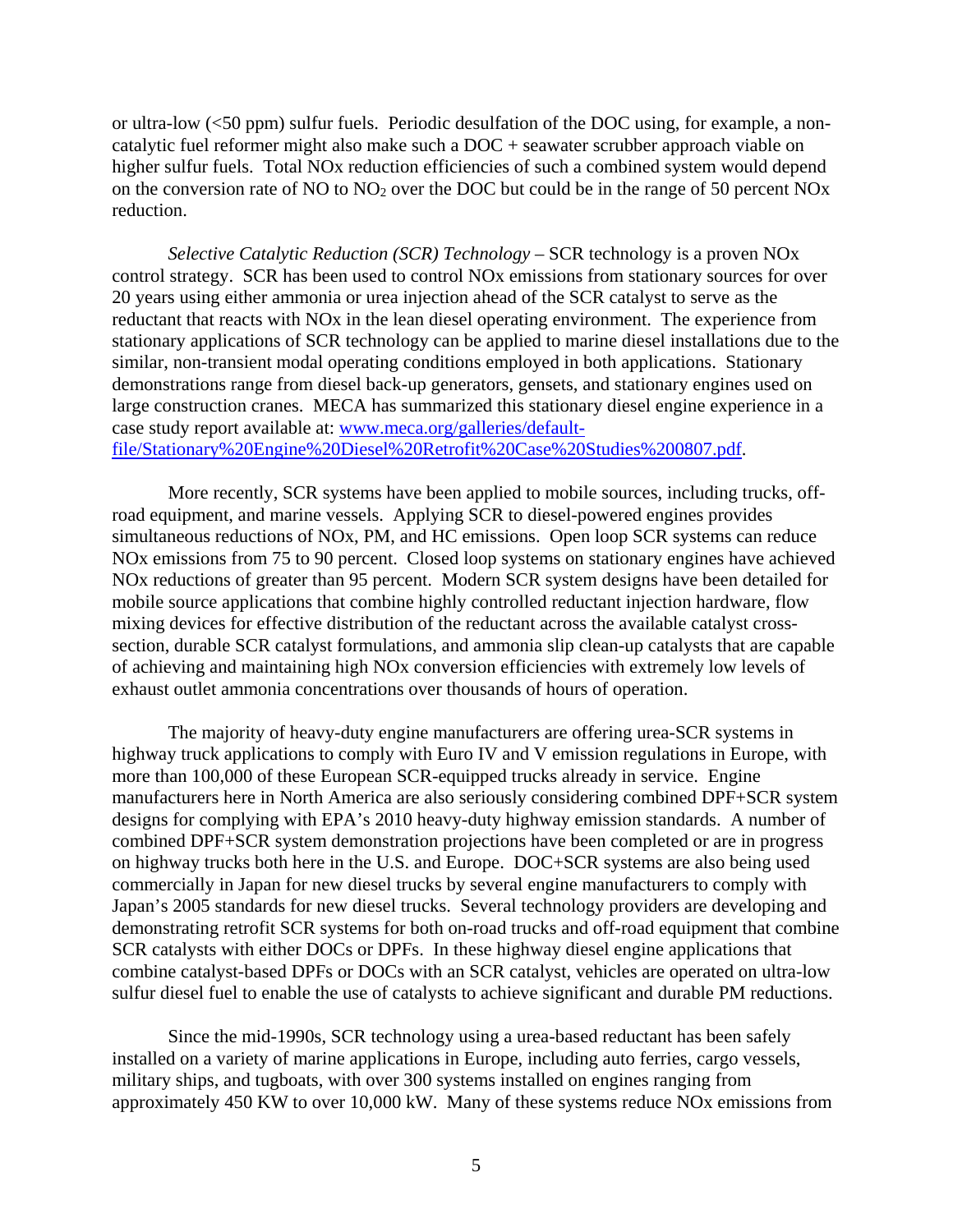or ultra-low (<50 ppm) sulfur fuels. Periodic desulfation of the DOC using, for example, a non-catalytic fuel reformer might also make such a DOC + seawater scrubber approach viable on higher sulfur fuels. Total NOx reduction efficiencies of such a combined system would depend on the conversion rate of NO to $NO_2$ over the DOC but could be in the range of 50 percent NOx reduction.

*Selective Catalytic Reduction (SCR) Technology* – SCR technology is a proven NOx control strategy. SCR has been used to control NOx emissions from stationary sources for over 20 years using either ammonia or urea injection ahead of the SCR catalyst to serve as the reductant that reacts with NOx in the lean diesel operating environment. The experience from stationary applications of SCR technology can be applied to marine diesel installations due to the similar, non-transient modal operating conditions employed in both applications. Stationary demonstrations range from diesel back-up generators, gensets, and stationary engines used on large construction cranes. MECA has summarized this stationary diesel engine experience in a case study report available at: [www.meca.org/galleries/default-file/Stationary%20Engine%20Diesel%20Retrofit%20Case%20Studies%200807.pdf](www.meca.org/galleries/default-file/Stationary%20Engine%20Diesel%20Retrofit%20Case%20Studies%200807.pdf).

More recently, SCR systems have been applied to mobile sources, including trucks, off-road equipment, and marine vessels. Applying SCR to diesel-powered engines provides simultaneous reductions of NOx, PM, and HC emissions. Open loop SCR systems can reduce NOx emissions from 75 to 90 percent. Closed loop systems on stationary engines have achieved NOx reductions of greater than 95 percent. Modern SCR system designs have been detailed for mobile source applications that combine highly controlled reductant injection hardware, flow mixing devices for effective distribution of the reductant across the available catalyst cross-section, durable SCR catalyst formulations, and ammonia slip clean-up catalysts that are capable of achieving and maintaining high NOx conversion efficiencies with extremely low levels of exhaust outlet ammonia concentrations over thousands of hours of operation.

The majority of heavy-duty engine manufacturers are offering urea-SCR systems in highway truck applications to comply with Euro IV and V emission regulations in Europe, with more than 100,000 of these European SCR-equipped trucks already in service. Engine manufacturers here in North America are also seriously considering combined DPF+SCR system designs for complying with EPA's 2010 heavy-duty highway emission standards. A number of combined DPF+SCR system demonstration projections have been completed or are in progress on highway trucks both here in the U.S. and Europe. DOC+SCR systems are also being used commercially in Japan for new diesel trucks by several engine manufacturers to comply with Japan's 2005 standards for new diesel trucks. Several technology providers are developing and demonstrating retrofit SCR systems for both on-road trucks and off-road equipment that combine SCR catalysts with either DOCs or DPFs. In these highway diesel engine applications that combine catalyst-based DPFs or DOCs with an SCR catalyst, vehicles are operated on ultra-low sulfur diesel fuel to enable the use of catalysts to achieve significant and durable PM reductions.

Since the mid-1990s, SCR technology using a urea-based reductant has been safely installed on a variety of marine applications in Europe, including auto ferries, cargo vessels, military ships, and tugboats, with over 300 systems installed on engines ranging from approximately 450 KW to over 10,000 kW. Many of these systems reduce NOx emissions from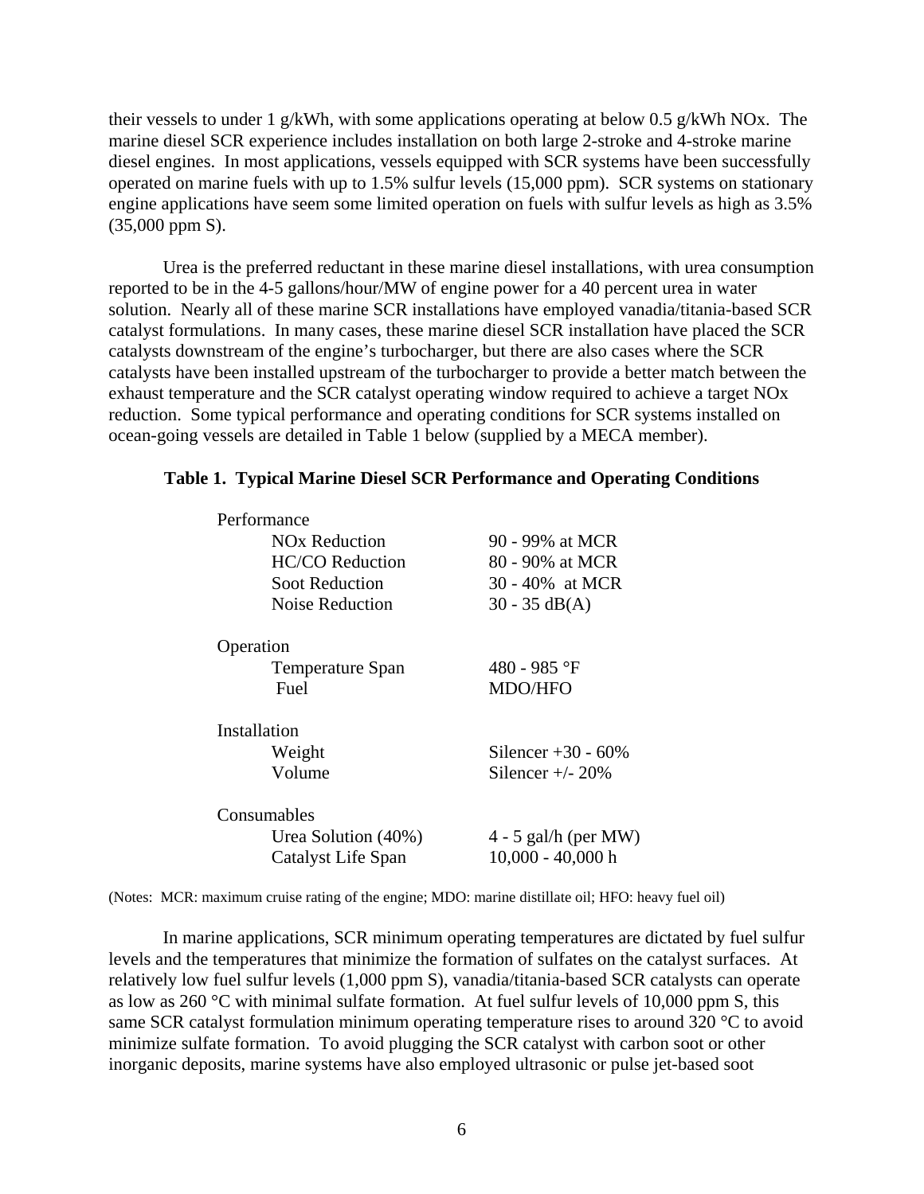their vessels to under 1 g/kWh, with some applications operating at below 0.5 g/kWh NOx. The marine diesel SCR experience includes installation on both large 2-stroke and 4-stroke marine diesel engines. In most applications, vessels equipped with SCR systems have been successfully operated on marine fuels with up to 1.5% sulfur levels (15,000 ppm). SCR systems on stationary engine applications have seem some limited operation on fuels with sulfur levels as high as 3.5% (35,000 ppm S).

Urea is the preferred reductant in these marine diesel installations, with urea consumption reported to be in the 4-5 gallons/hour/MW of engine power for a 40 percent urea in water solution. Nearly all of these marine SCR installations have employed vanadia/titania-based SCR catalyst formulations. In many cases, these marine diesel SCR installation have placed the SCR catalysts downstream of the engine's turbocharger, but there are also cases where the SCR catalysts have been installed upstream of the turbocharger to provide a better match between the exhaust temperature and the SCR catalyst operating window required to achieve a target NOx reduction. Some typical performance and operating conditions for SCR systems installed on ocean-going vessels are detailed in Table 1 below (supplied by a MECA member).

**Table 1. Typical Marine Diesel SCR Performance and Operating Conditions**

| | |
|---|---|
| **Performance** | |
| NOx Reduction | 90 - 99% at MCR |
| HC/CO Reduction | 80 - 90% at MCR |
| Soot Reduction | 30 - 40% at MCR |
| Noise Reduction | 30 - 35 dB(A) |
| **Operation** | |
| Temperature Span | 480 - 985 °F |
| Fuel | MDO/HFO |
| **Installation** | |
| Weight | Silencer +30 - 60% |
| Volume | Silencer +/- 20% |
| **Consumables** | |
| Urea Solution (40%) | 4 - 5 gal/h (per MW) |
| Catalyst Life Span | 10,000 - 40,000 h |

(Notes: MCR: maximum cruise rating of the engine; MDO: marine distillate oil; HFO: heavy fuel oil)

In marine applications, SCR minimum operating temperatures are dictated by fuel sulfur levels and the temperatures that minimize the formation of sulfates on the catalyst surfaces. At relatively low fuel sulfur levels (1,000 ppm S), vanadia/titania-based SCR catalysts can operate as low as 260 °C with minimal sulfate formation. At fuel sulfur levels of 10,000 ppm S, this same SCR catalyst formulation minimum operating temperature rises to around 320 °C to avoid minimize sulfate formation. To avoid plugging the SCR catalyst with carbon soot or other inorganic deposits, marine systems have also employed ultrasonic or pulse jet-based soot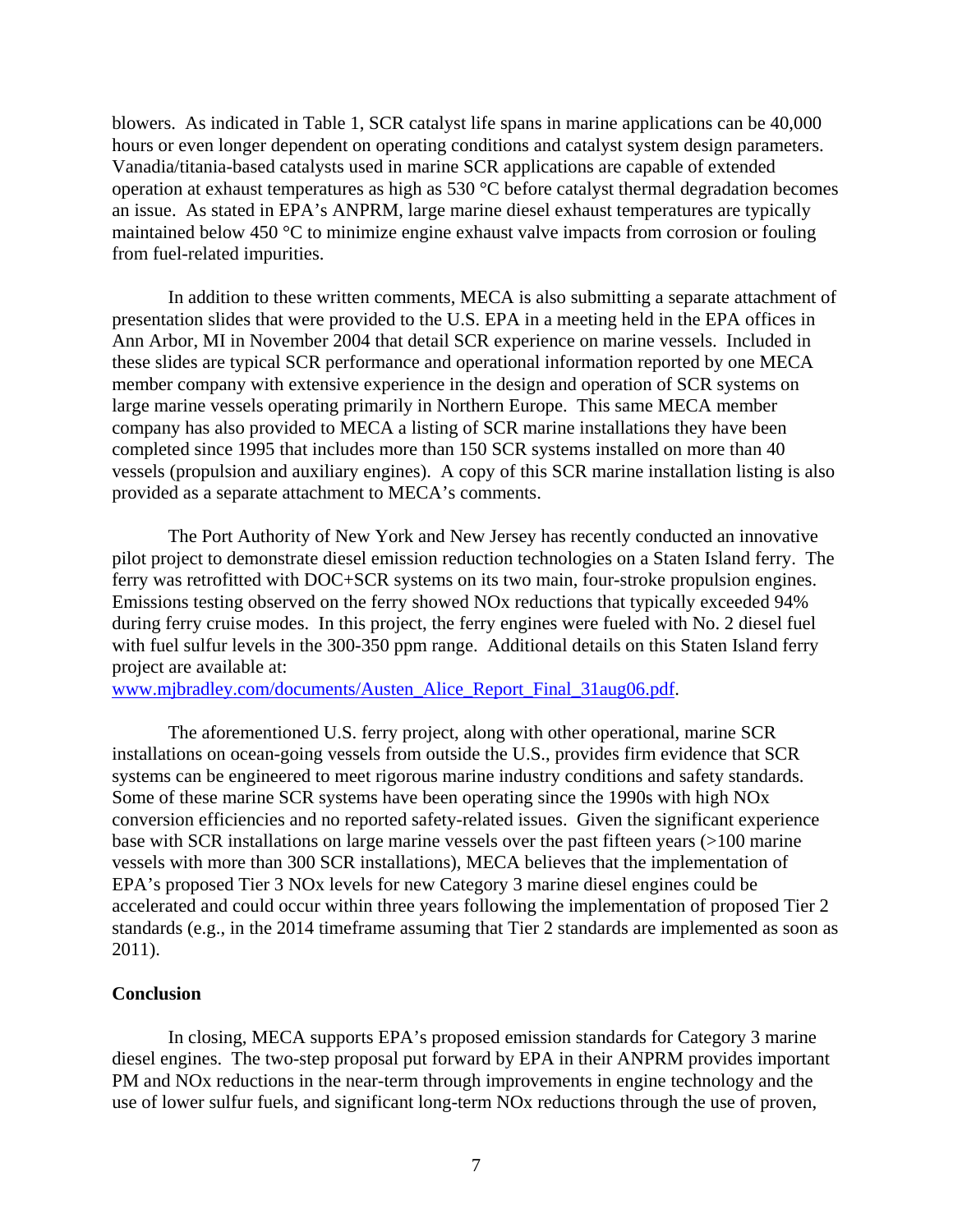blowers. As indicated in Table 1, SCR catalyst life spans in marine applications can be 40,000 hours or even longer dependent on operating conditions and catalyst system design parameters. Vanadia/titania-based catalysts used in marine SCR applications are capable of extended operation at exhaust temperatures as high as 530 °C before catalyst thermal degradation becomes an issue. As stated in EPA's ANPRM, large marine diesel exhaust temperatures are typically maintained below 450 °C to minimize engine exhaust valve impacts from corrosion or fouling from fuel-related impurities.

In addition to these written comments, MECA is also submitting a separate attachment of presentation slides that were provided to the U.S. EPA in a meeting held in the EPA offices in Ann Arbor, MI in November 2004 that detail SCR experience on marine vessels. Included in these slides are typical SCR performance and operational information reported by one MECA member company with extensive experience in the design and operation of SCR systems on large marine vessels operating primarily in Northern Europe. This same MECA member company has also provided to MECA a listing of SCR marine installations they have been completed since 1995 that includes more than 150 SCR systems installed on more than 40 vessels (propulsion and auxiliary engines). A copy of this SCR marine installation listing is also provided as a separate attachment to MECA's comments.

The Port Authority of New York and New Jersey has recently conducted an innovative pilot project to demonstrate diesel emission reduction technologies on a Staten Island ferry. The ferry was retrofitted with DOC+SCR systems on its two main, four-stroke propulsion engines. Emissions testing observed on the ferry showed NOx reductions that typically exceeded 94% during ferry cruise modes. In this project, the ferry engines were fueled with No. 2 diesel fuel with fuel sulfur levels in the 300-350 ppm range. Additional details on this Staten Island ferry project are available at: www.mjbradley.com/documents/Austen_Alice_Report_Final_31aug06.pdf.

The aforementioned U.S. ferry project, along with other operational, marine SCR installations on ocean-going vessels from outside the U.S., provides firm evidence that SCR systems can be engineered to meet rigorous marine industry conditions and safety standards. Some of these marine SCR systems have been operating since the 1990s with high NOx conversion efficiencies and no reported safety-related issues. Given the significant experience base with SCR installations on large marine vessels over the past fifteen years (>100 marine vessels with more than 300 SCR installations), MECA believes that the implementation of EPA's proposed Tier 3 NOx levels for new Category 3 marine diesel engines could be accelerated and could occur within three years following the implementation of proposed Tier 2 standards (e.g., in the 2014 timeframe assuming that Tier 2 standards are implemented as soon as 2011).

**Conclusion**

In closing, MECA supports EPA's proposed emission standards for Category 3 marine diesel engines. The two-step proposal put forward by EPA in their ANPRM provides important PM and NOx reductions in the near-term through improvements in engine technology and the use of lower sulfur fuels, and significant long-term NOx reductions through the use of proven,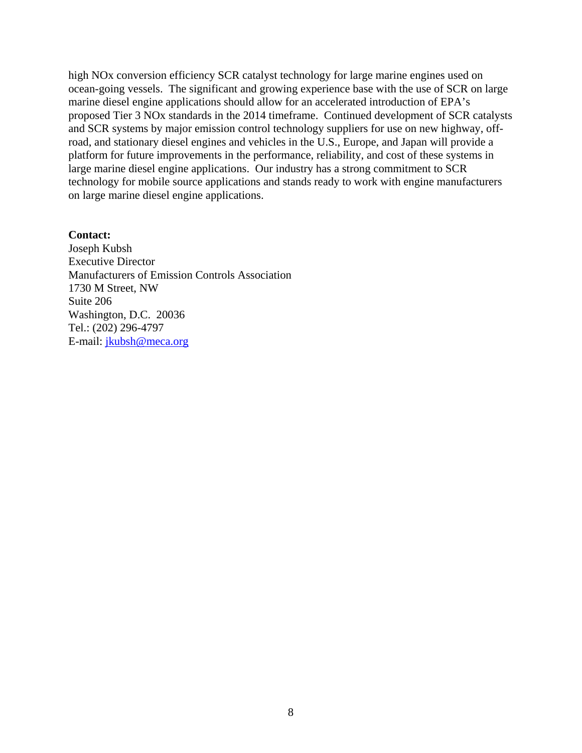high NOx conversion efficiency SCR catalyst technology for large marine engines used on ocean-going vessels. The significant and growing experience base with the use of SCR on large marine diesel engine applications should allow for an accelerated introduction of EPA's proposed Tier 3 NOx standards in the 2014 timeframe. Continued development of SCR catalysts and SCR systems by major emission control technology suppliers for use on new highway, off-road, and stationary diesel engines and vehicles in the U.S., Europe, and Japan will provide a platform for future improvements in the performance, reliability, and cost of these systems in large marine diesel engine applications. Our industry has a strong commitment to SCR technology for mobile source applications and stands ready to work with engine manufacturers on large marine diesel engine applications.

**Contact:**
Joseph Kubsh
Executive Director
Manufacturers of Emission Controls Association
1730 M Street, NW
Suite 206
Washington, D.C. 20036
Tel.: (202) 296-4797
E-mail: jkubsh@meca.org